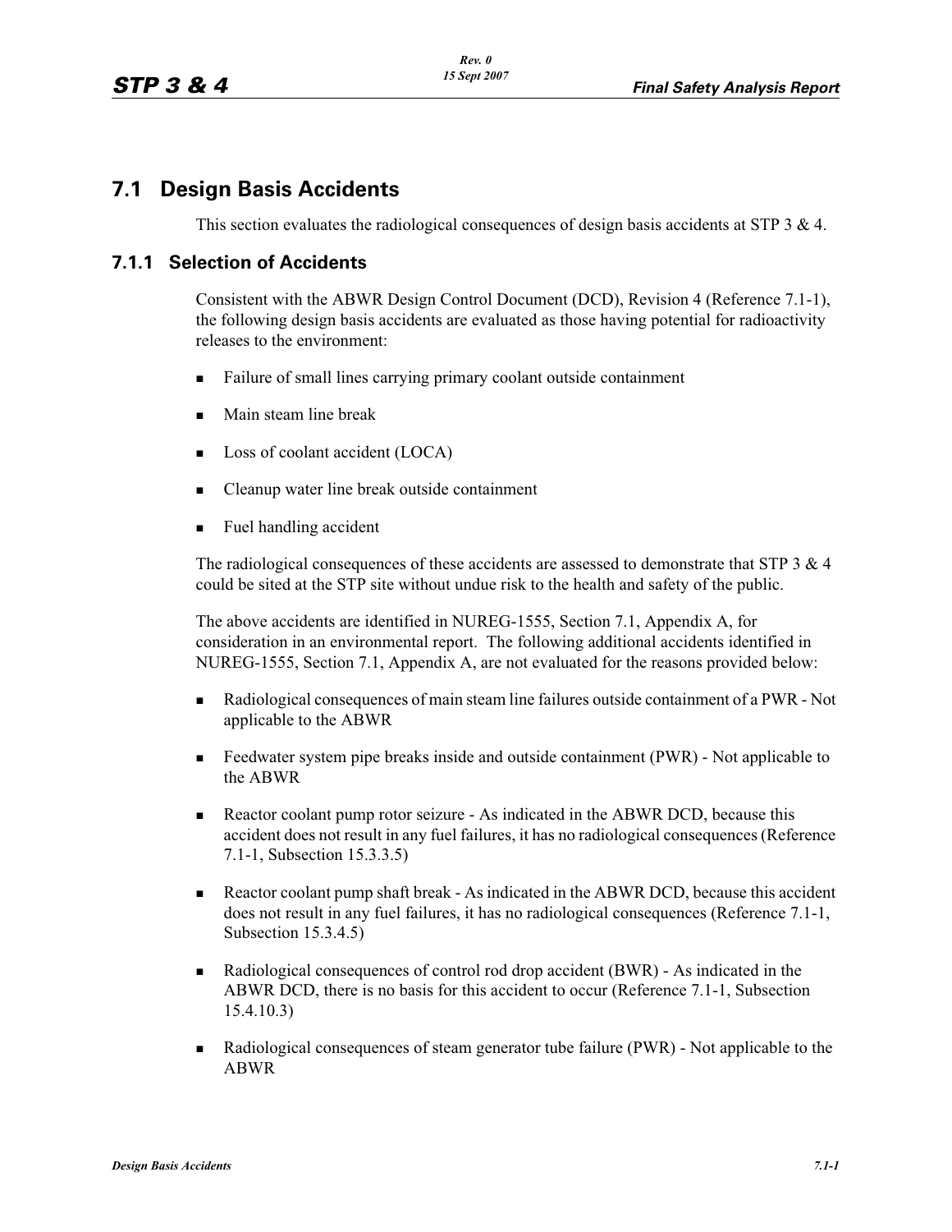## 7.1 Design Basis Accidents

This section evaluates the radiological consequences of design basis accidents at STP 3 & 4.

### 7.1.1 Selection of Accidents

Consistent with the ABWR Design Control Document (DCD), Revision 4 (Reference 7.1-1), the following design basis accidents are evaluated as those having potential for radioactivity releases to the environment:

- Failure of small lines carrying primary coolant outside containment
- Main steam line break
- Loss of coolant accident (LOCA)
- Cleanup water line break outside containment
- Fuel handling accident

The radiological consequences of these accidents are assessed to demonstrate that STP 3 & 4 could be sited at the STP site without undue risk to the health and safety of the public.

The above accidents are identified in NUREG-1555, Section 7.1, Appendix A, for consideration in an environmental report. The following additional accidents identified in NUREG-1555, Section 7.1, Appendix A, are not evaluated for the reasons provided below:

- Radiological consequences of main steam line failures outside containment of a PWR - Not applicable to the ABWR
- Feedwater system pipe breaks inside and outside containment (PWR) - Not applicable to the ABWR
- Reactor coolant pump rotor seizure - As indicated in the ABWR DCD, because this accident does not result in any fuel failures, it has no radiological consequences (Reference 7.1-1, Subsection 15.3.3.5)
- Reactor coolant pump shaft break - As indicated in the ABWR DCD, because this accident does not result in any fuel failures, it has no radiological consequences (Reference 7.1-1, Subsection 15.3.4.5)
- Radiological consequences of control rod drop accident (BWR) - As indicated in the ABWR DCD, there is no basis for this accident to occur (Reference 7.1-1, Subsection 15.4.10.3)
- Radiological consequences of steam generator tube failure (PWR) - Not applicable to the ABWR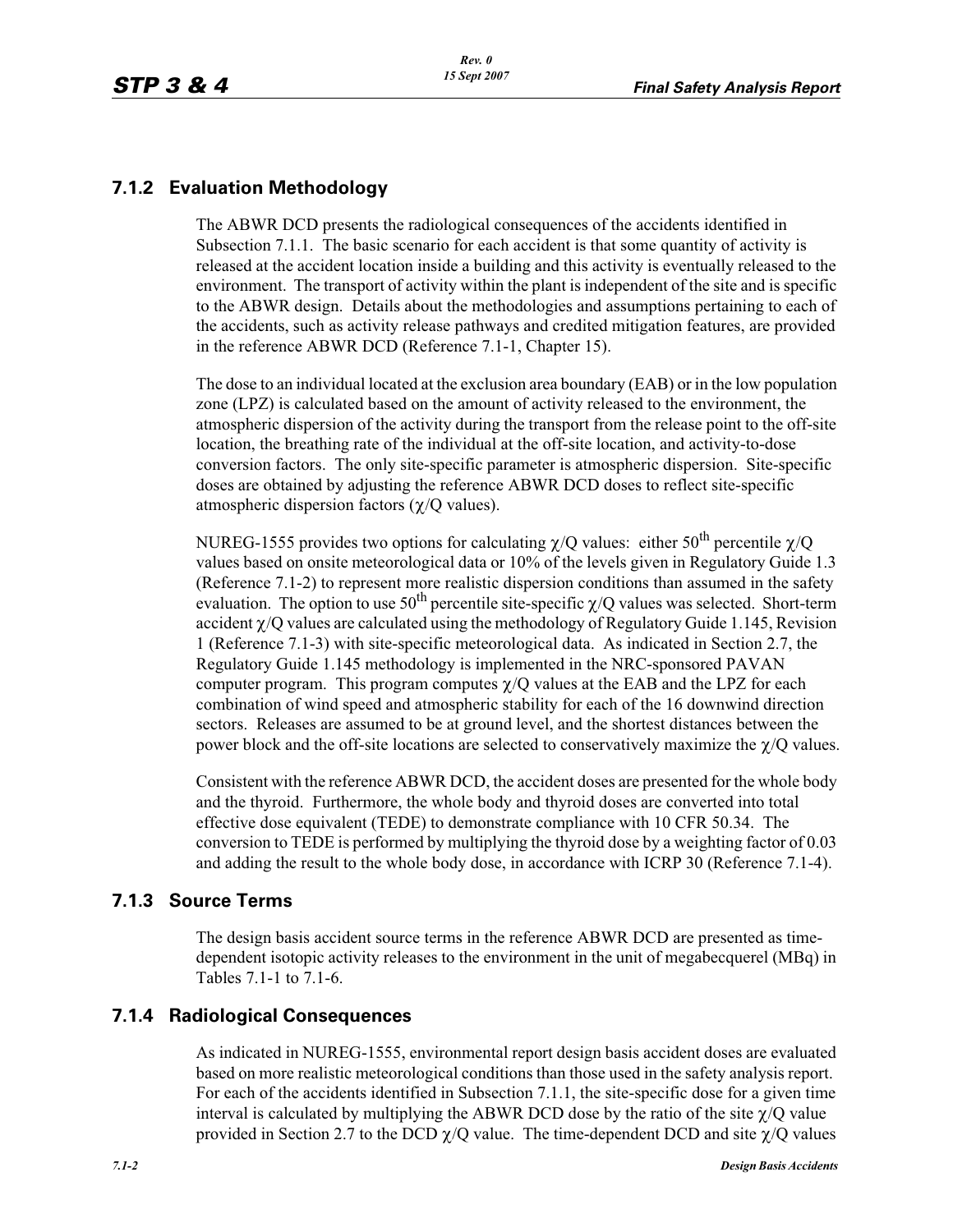## 7.1.2 Evaluation Methodology

The ABWR DCD presents the radiological consequences of the accidents identified in Subsection 7.1.1. The basic scenario for each accident is that some quantity of activity is released at the accident location inside a building and this activity is eventually released to the environment. The transport of activity within the plant is independent of the site and is specific to the ABWR design. Details about the methodologies and assumptions pertaining to each of the accidents, such as activity release pathways and credited mitigation features, are provided in the reference ABWR DCD (Reference 7.1-1, Chapter 15).

The dose to an individual located at the exclusion area boundary (EAB) or in the low population zone (LPZ) is calculated based on the amount of activity released to the environment, the atmospheric dispersion of the activity during the transport from the release point to the off-site location, the breathing rate of the individual at the off-site location, and activity-to-dose conversion factors. The only site-specific parameter is atmospheric dispersion. Site-specific doses are obtained by adjusting the reference ABWR DCD doses to reflect site-specific atmospheric dispersion factors ($\chi/Q$ values).

NUREG-1555 provides two options for calculating $\chi/Q$ values: either 50$^{th}$ percentile $\chi/Q$ values based on onsite meteorological data or 10% of the levels given in Regulatory Guide 1.3 (Reference 7.1-2) to represent more realistic dispersion conditions than assumed in the safety evaluation. The option to use 50$^{th}$ percentile site-specific $\chi/Q$ values was selected. Short-term accident $\chi/Q$ values are calculated using the methodology of Regulatory Guide 1.145, Revision 1 (Reference 7.1-3) with site-specific meteorological data. As indicated in Section 2.7, the Regulatory Guide 1.145 methodology is implemented in the NRC-sponsored PAVAN computer program. This program computes $\chi/Q$ values at the EAB and the LPZ for each combination of wind speed and atmospheric stability for each of the 16 downwind direction sectors. Releases are assumed to be at ground level, and the shortest distances between the power block and the off-site locations are selected to conservatively maximize the $\chi/Q$ values.

Consistent with the reference ABWR DCD, the accident doses are presented for the whole body and the thyroid. Furthermore, the whole body and thyroid doses are converted into total effective dose equivalent (TEDE) to demonstrate compliance with 10 CFR 50.34. The conversion to TEDE is performed by multiplying the thyroid dose by a weighting factor of 0.03 and adding the result to the whole body dose, in accordance with ICRP 30 (Reference 7.1-4).

## 7.1.3 Source Terms

The design basis accident source terms in the reference ABWR DCD are presented as time-dependent isotopic activity releases to the environment in the unit of megabecquerel (MBq) in Tables 7.1-1 to 7.1-6.

## 7.1.4 Radiological Consequences

As indicated in NUREG-1555, environmental report design basis accident doses are evaluated based on more realistic meteorological conditions than those used in the safety analysis report. For each of the accidents identified in Subsection 7.1.1, the site-specific dose for a given time interval is calculated by multiplying the ABWR DCD dose by the ratio of the site $\chi/Q$ value provided in Section 2.7 to the DCD $\chi/Q$ value. The time-dependent DCD and site $\chi/Q$ values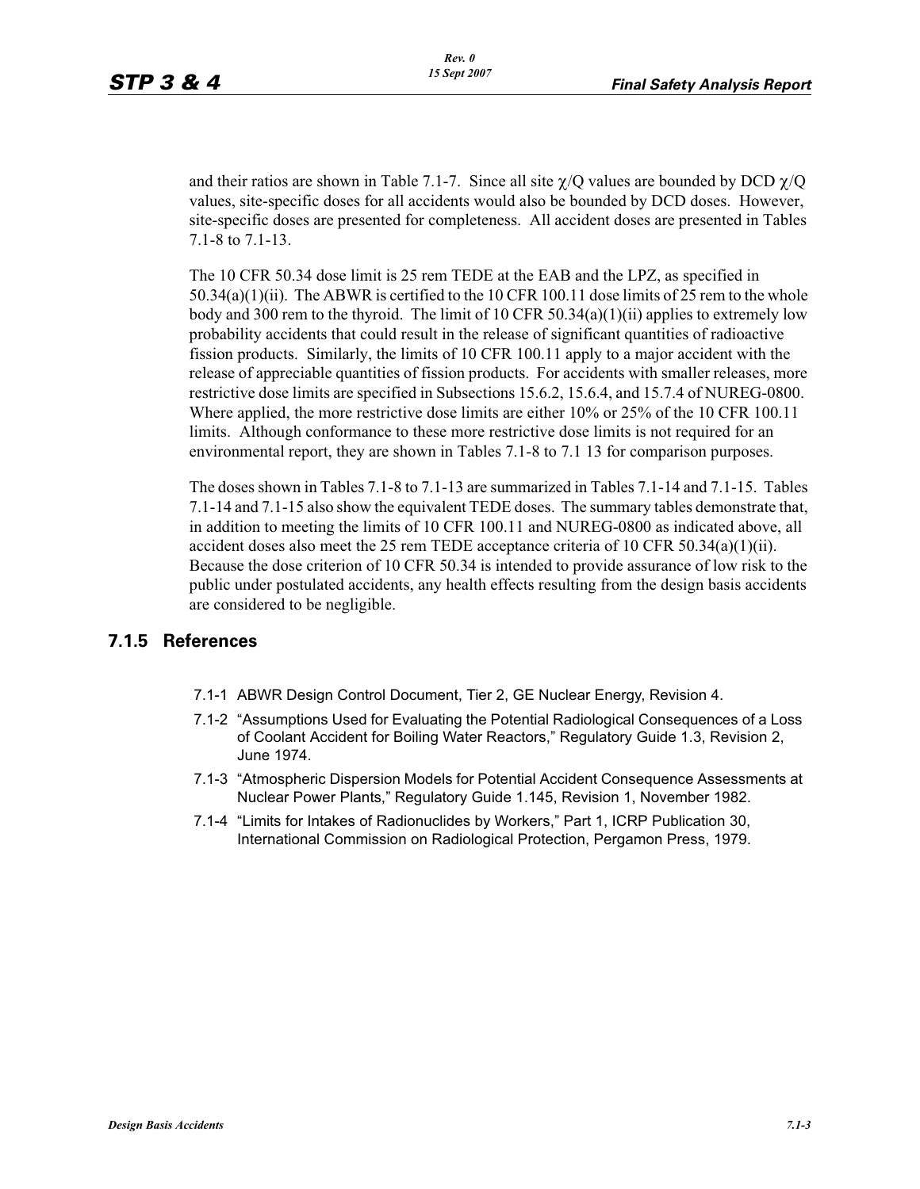and their ratios are shown in Table 7.1-7. Since all site χ/Q values are bounded by DCD χ/Q values, site-specific doses for all accidents would also be bounded by DCD doses. However, site-specific doses are presented for completeness. All accident doses are presented in Tables 7.1-8 to 7.1-13.

The 10 CFR 50.34 dose limit is 25 rem TEDE at the EAB and the LPZ, as specified in 50.34(a)(1)(ii). The ABWR is certified to the 10 CFR 100.11 dose limits of 25 rem to the whole body and 300 rem to the thyroid. The limit of 10 CFR 50.34(a)(1)(ii) applies to extremely low probability accidents that could result in the release of significant quantities of radioactive fission products. Similarly, the limits of 10 CFR 100.11 apply to a major accident with the release of appreciable quantities of fission products. For accidents with smaller releases, more restrictive dose limits are specified in Subsections 15.6.2, 15.6.4, and 15.7.4 of NUREG-0800. Where applied, the more restrictive dose limits are either 10% or 25% of the 10 CFR 100.11 limits. Although conformance to these more restrictive dose limits is not required for an environmental report, they are shown in Tables 7.1-8 to 7.1 13 for comparison purposes.

The doses shown in Tables 7.1-8 to 7.1-13 are summarized in Tables 7.1-14 and 7.1-15. Tables 7.1-14 and 7.1-15 also show the equivalent TEDE doses. The summary tables demonstrate that, in addition to meeting the limits of 10 CFR 100.11 and NUREG-0800 as indicated above, all accident doses also meet the 25 rem TEDE acceptance criteria of 10 CFR 50.34(a)(1)(ii). Because the dose criterion of 10 CFR 50.34 is intended to provide assurance of low risk to the public under postulated accidents, any health effects resulting from the design basis accidents are considered to be negligible.

## 7.1.5 References

- 7.1-1 ABWR Design Control Document, Tier 2, GE Nuclear Energy, Revision 4.
- 7.1-2 "Assumptions Used for Evaluating the Potential Radiological Consequences of a Loss of Coolant Accident for Boiling Water Reactors," Regulatory Guide 1.3, Revision 2, June 1974.
- 7.1-3 "Atmospheric Dispersion Models for Potential Accident Consequence Assessments at Nuclear Power Plants," Regulatory Guide 1.145, Revision 1, November 1982.
- 7.1-4 "Limits for Intakes of Radionuclides by Workers," Part 1, ICRP Publication 30, International Commission on Radiological Protection, Pergamon Press, 1979.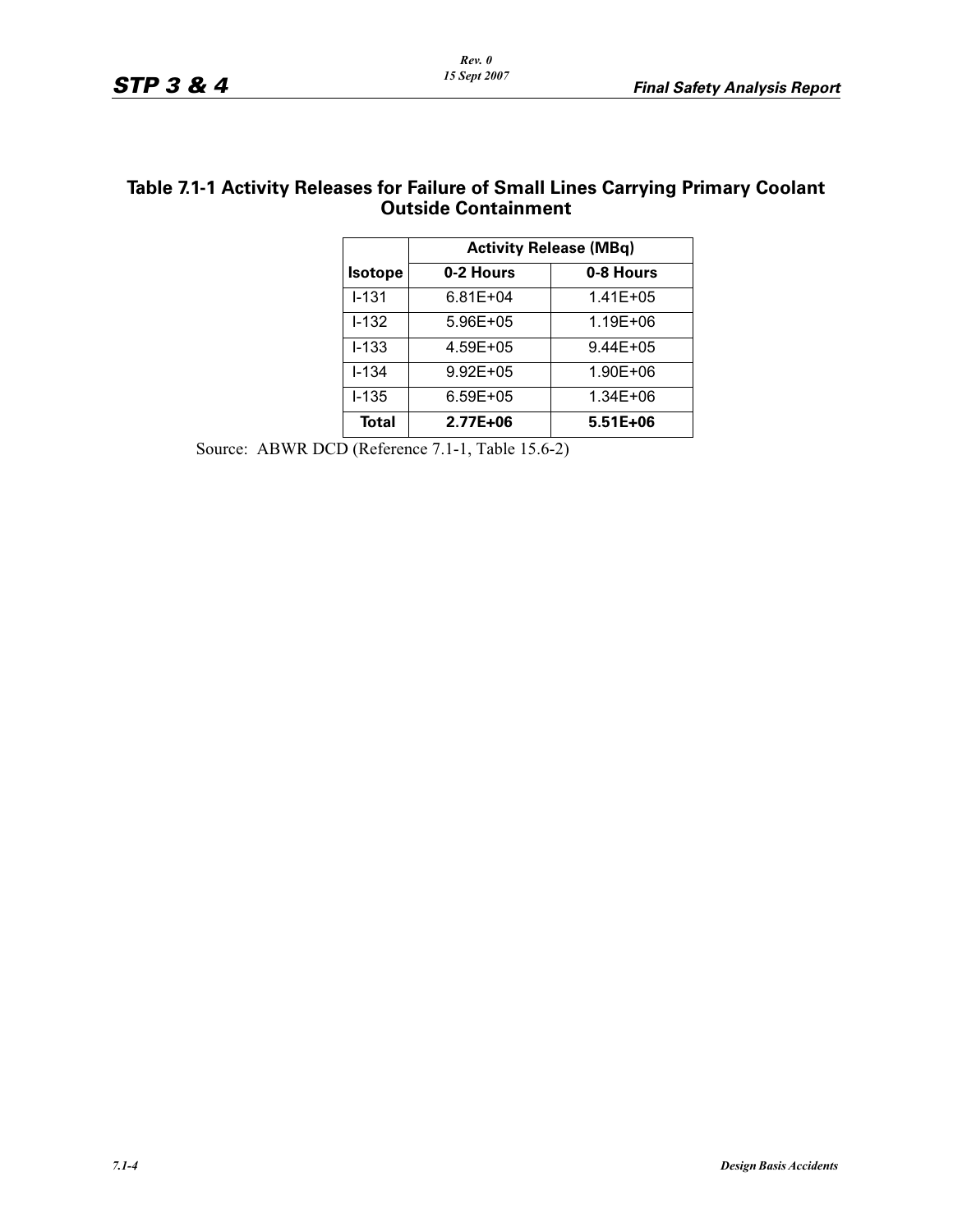## Table 7.1-1 Activity Releases for Failure of Small Lines Carrying Primary Coolant Outside Containment

| | Activity Release (MBq) | |
|---|---|---|
| **Isotope** | **0-2 Hours** | **0-8 Hours** |
| I-131 | 6.81E+04 | 1.41E+05 |
| I-132 | 5.96E+05 | 1.19E+06 |
| I-133 | 4.59E+05 | 9.44E+05 |
| I-134 | 9.92E+05 | 1.90E+06 |
| I-135 | 6.59E+05 | 1.34E+06 |
| **Total** | **2.77E+06** | **5.51E+06** |

Source: ABWR DCD (Reference 7.1-1, Table 15.6-2)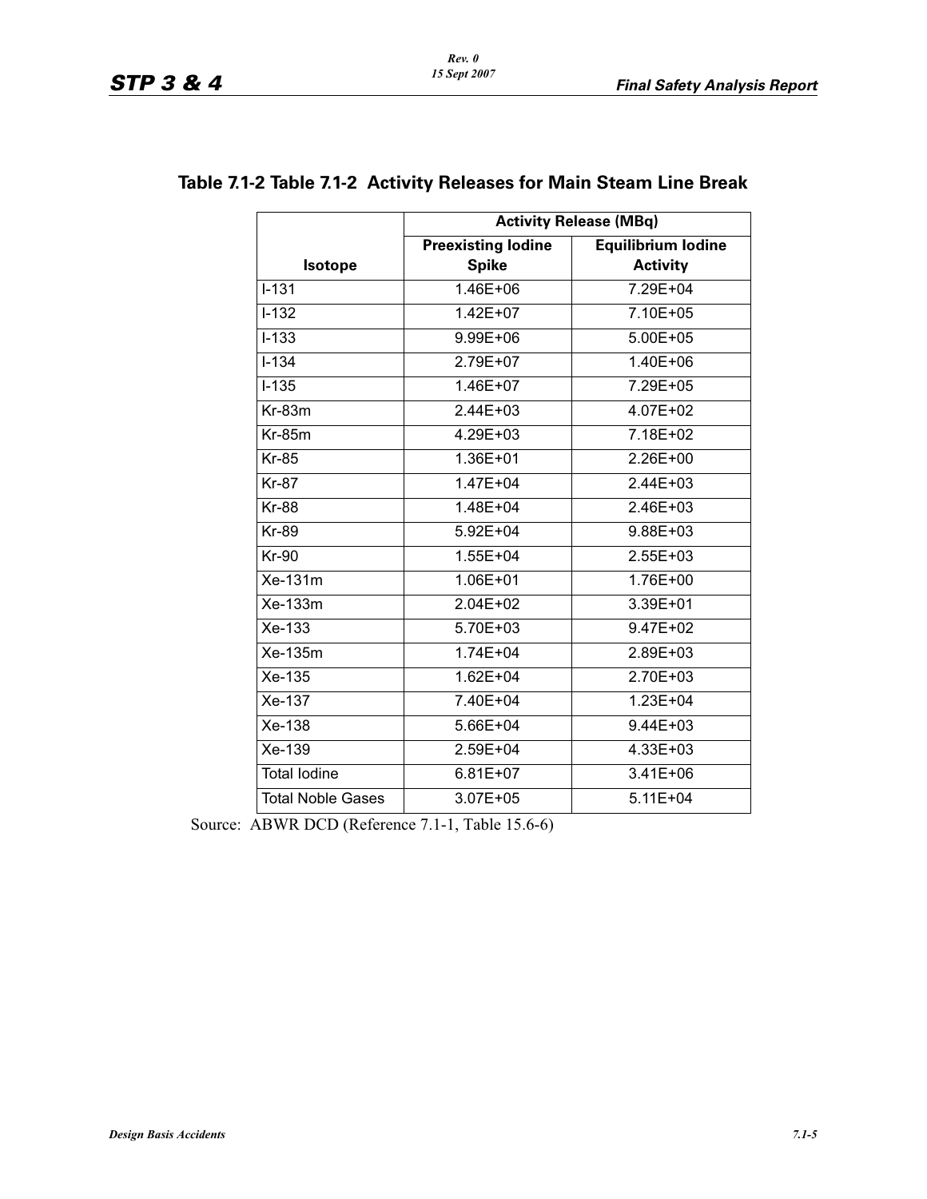## Table 7.1-2 Table 7.1-2 Activity Releases for Main Steam Line Break

| Isotope | Activity Release (MBq) | |
|---|---|---|
| | Preexisting Iodine Spike | Equilibrium Iodine Activity |
| I-131 | 1.46E+06 | 7.29E+04 |
| I-132 | 1.42E+07 | 7.10E+05 |
| I-133 | 9.99E+06 | 5.00E+05 |
| I-134 | 2.79E+07 | 1.40E+06 |
| I-135 | 1.46E+07 | 7.29E+05 |
| Kr-83m | 2.44E+03 | 4.07E+02 |
| Kr-85m | 4.29E+03 | 7.18E+02 |
| Kr-85 | 1.36E+01 | 2.26E+00 |
| Kr-87 | 1.47E+04 | 2.44E+03 |
| Kr-88 | 1.48E+04 | 2.46E+03 |
| Kr-89 | 5.92E+04 | 9.88E+03 |
| Kr-90 | 1.55E+04 | 2.55E+03 |
| Xe-131m | 1.06E+01 | 1.76E+00 |
| Xe-133m | 2.04E+02 | 3.39E+01 |
| Xe-133 | 5.70E+03 | 9.47E+02 |
| Xe-135m | 1.74E+04 | 2.89E+03 |
| Xe-135 | 1.62E+04 | 2.70E+03 |
| Xe-137 | 7.40E+04 | 1.23E+04 |
| Xe-138 | 5.66E+04 | 9.44E+03 |
| Xe-139 | 2.59E+04 | 4.33E+03 |
| Total Iodine | 6.81E+07 | 3.41E+06 |
| Total Noble Gases | 3.07E+05 | 5.11E+04 |

Source: ABWR DCD (Reference 7.1-1, Table 15.6-6)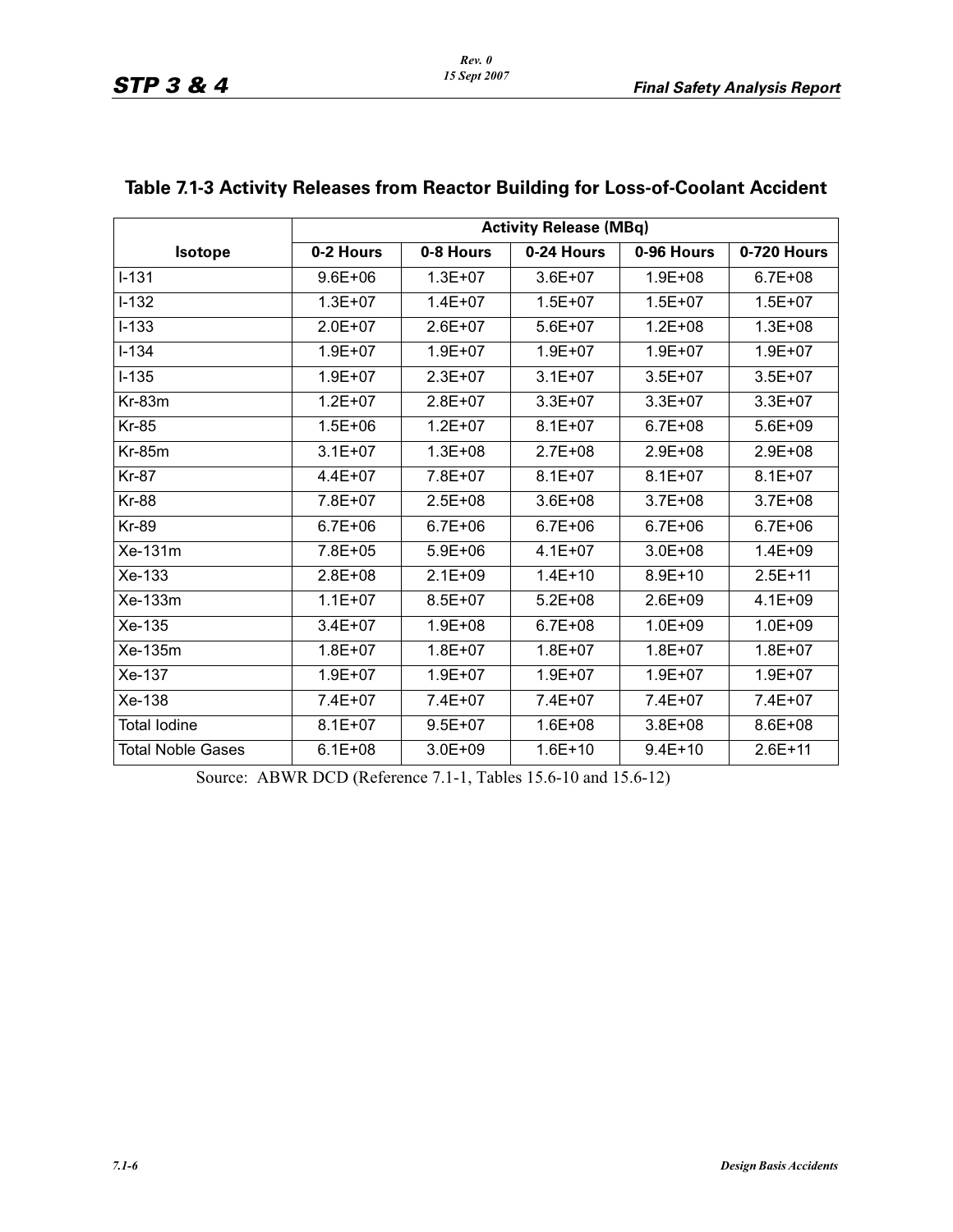## Table 7.1-3 Activity Releases from Reactor Building for Loss-of-Coolant Accident

| Isotope | Activity Release (MBq) | | | | |
|---|---|---|---|---|---|
| | 0-2 Hours | 0-8 Hours | 0-24 Hours | 0-96 Hours | 0-720 Hours |
| I-131 | 9.6E+06 | 1.3E+07 | 3.6E+07 | 1.9E+08 | 6.7E+08 |
| I-132 | 1.3E+07 | 1.4E+07 | 1.5E+07 | 1.5E+07 | 1.5E+07 |
| I-133 | 2.0E+07 | 2.6E+07 | 5.6E+07 | 1.2E+08 | 1.3E+08 |
| I-134 | 1.9E+07 | 1.9E+07 | 1.9E+07 | 1.9E+07 | 1.9E+07 |
| I-135 | 1.9E+07 | 2.3E+07 | 3.1E+07 | 3.5E+07 | 3.5E+07 |
| Kr-83m | 1.2E+07 | 2.8E+07 | 3.3E+07 | 3.3E+07 | 3.3E+07 |
| Kr-85 | 1.5E+06 | 1.2E+07 | 8.1E+07 | 6.7E+08 | 5.6E+09 |
| Kr-85m | 3.1E+07 | 1.3E+08 | 2.7E+08 | 2.9E+08 | 2.9E+08 |
| Kr-87 | 4.4E+07 | 7.8E+07 | 8.1E+07 | 8.1E+07 | 8.1E+07 |
| Kr-88 | 7.8E+07 | 2.5E+08 | 3.6E+08 | 3.7E+08 | 3.7E+08 |
| Kr-89 | 6.7E+06 | 6.7E+06 | 6.7E+06 | 6.7E+06 | 6.7E+06 |
| Xe-131m | 7.8E+05 | 5.9E+06 | 4.1E+07 | 3.0E+08 | 1.4E+09 |
| Xe-133 | 2.8E+08 | 2.1E+09 | 1.4E+10 | 8.9E+10 | 2.5E+11 |
| Xe-133m | 1.1E+07 | 8.5E+07 | 5.2E+08 | 2.6E+09 | 4.1E+09 |
| Xe-135 | 3.4E+07 | 1.9E+08 | 6.7E+08 | 1.0E+09 | 1.0E+09 |
| Xe-135m | 1.8E+07 | 1.8E+07 | 1.8E+07 | 1.8E+07 | 1.8E+07 |
| Xe-137 | 1.9E+07 | 1.9E+07 | 1.9E+07 | 1.9E+07 | 1.9E+07 |
| Xe-138 | 7.4E+07 | 7.4E+07 | 7.4E+07 | 7.4E+07 | 7.4E+07 |
| Total Iodine | 8.1E+07 | 9.5E+07 | 1.6E+08 | 3.8E+08 | 8.6E+08 |
| Total Noble Gases | 6.1E+08 | 3.0E+09 | 1.6E+10 | 9.4E+10 | 2.6E+11 |

Source: ABWR DCD (Reference 7.1-1, Tables 15.6-10 and 15.6-12)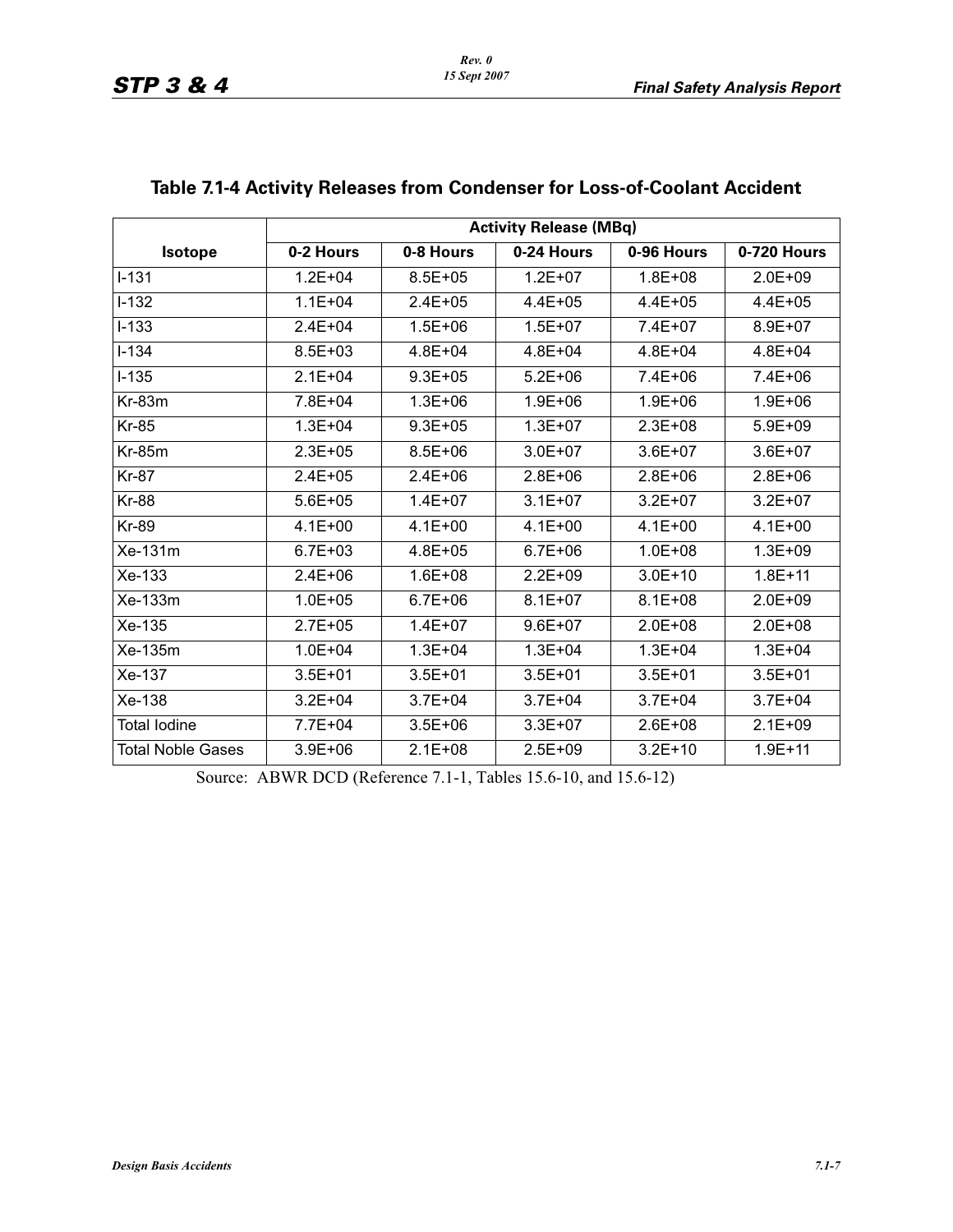## Table 7.1-4 Activity Releases from Condenser for Loss-of-Coolant Accident

| Isotope | Activity Release (MBq) | | | | |
|---|---|---|---|---|---|
| | 0-2 Hours | 0-8 Hours | 0-24 Hours | 0-96 Hours | 0-720 Hours |
| I-131 | 1.2E+04 | 8.5E+05 | 1.2E+07 | 1.8E+08 | 2.0E+09 |
| I-132 | 1.1E+04 | 2.4E+05 | 4.4E+05 | 4.4E+05 | 4.4E+05 |
| I-133 | 2.4E+04 | 1.5E+06 | 1.5E+07 | 7.4E+07 | 8.9E+07 |
| I-134 | 8.5E+03 | 4.8E+04 | 4.8E+04 | 4.8E+04 | 4.8E+04 |
| I-135 | 2.1E+04 | 9.3E+05 | 5.2E+06 | 7.4E+06 | 7.4E+06 |
| Kr-83m | 7.8E+04 | 1.3E+06 | 1.9E+06 | 1.9E+06 | 1.9E+06 |
| Kr-85 | 1.3E+04 | 9.3E+05 | 1.3E+07 | 2.3E+08 | 5.9E+09 |
| Kr-85m | 2.3E+05 | 8.5E+06 | 3.0E+07 | 3.6E+07 | 3.6E+07 |
| Kr-87 | 2.4E+05 | 2.4E+06 | 2.8E+06 | 2.8E+06 | 2.8E+06 |
| Kr-88 | 5.6E+05 | 1.4E+07 | 3.1E+07 | 3.2E+07 | 3.2E+07 |
| Kr-89 | 4.1E+00 | 4.1E+00 | 4.1E+00 | 4.1E+00 | 4.1E+00 |
| Xe-131m | 6.7E+03 | 4.8E+05 | 6.7E+06 | 1.0E+08 | 1.3E+09 |
| Xe-133 | 2.4E+06 | 1.6E+08 | 2.2E+09 | 3.0E+10 | 1.8E+11 |
| Xe-133m | 1.0E+05 | 6.7E+06 | 8.1E+07 | 8.1E+08 | 2.0E+09 |
| Xe-135 | 2.7E+05 | 1.4E+07 | 9.6E+07 | 2.0E+08 | 2.0E+08 |
| Xe-135m | 1.0E+04 | 1.3E+04 | 1.3E+04 | 1.3E+04 | 1.3E+04 |
| Xe-137 | 3.5E+01 | 3.5E+01 | 3.5E+01 | 3.5E+01 | 3.5E+01 |
| Xe-138 | 3.2E+04 | 3.7E+04 | 3.7E+04 | 3.7E+04 | 3.7E+04 |
| Total Iodine | 7.7E+04 | 3.5E+06 | 3.3E+07 | 2.6E+08 | 2.1E+09 |
| Total Noble Gases | 3.9E+06 | 2.1E+08 | 2.5E+09 | 3.2E+10 | 1.9E+11 |

Source: ABWR DCD (Reference 7.1-1, Tables 15.6-10, and 15.6-12)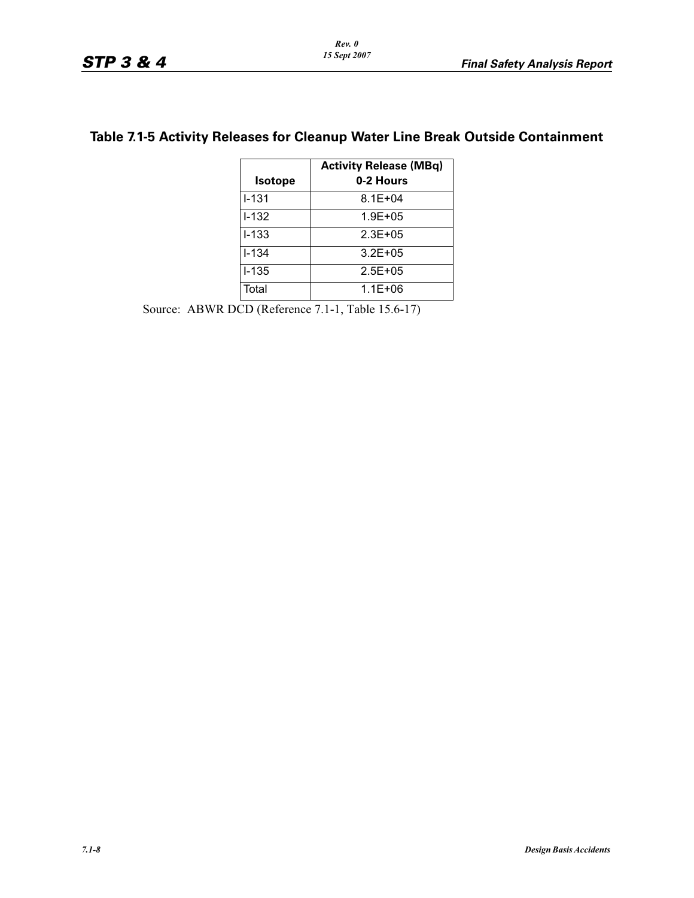## Table 7.1-5 Activity Releases for Cleanup Water Line Break Outside Containment

| Isotope | Activity Release (MBq) 0-2 Hours |
|---|---|
| I-131 | 8.1E+04 |
| I-132 | 1.9E+05 |
| I-133 | 2.3E+05 |
| I-134 | 3.2E+05 |
| I-135 | 2.5E+05 |
| Total | 1.1E+06 |

Source: ABWR DCD (Reference 7.1-1, Table 15.6-17)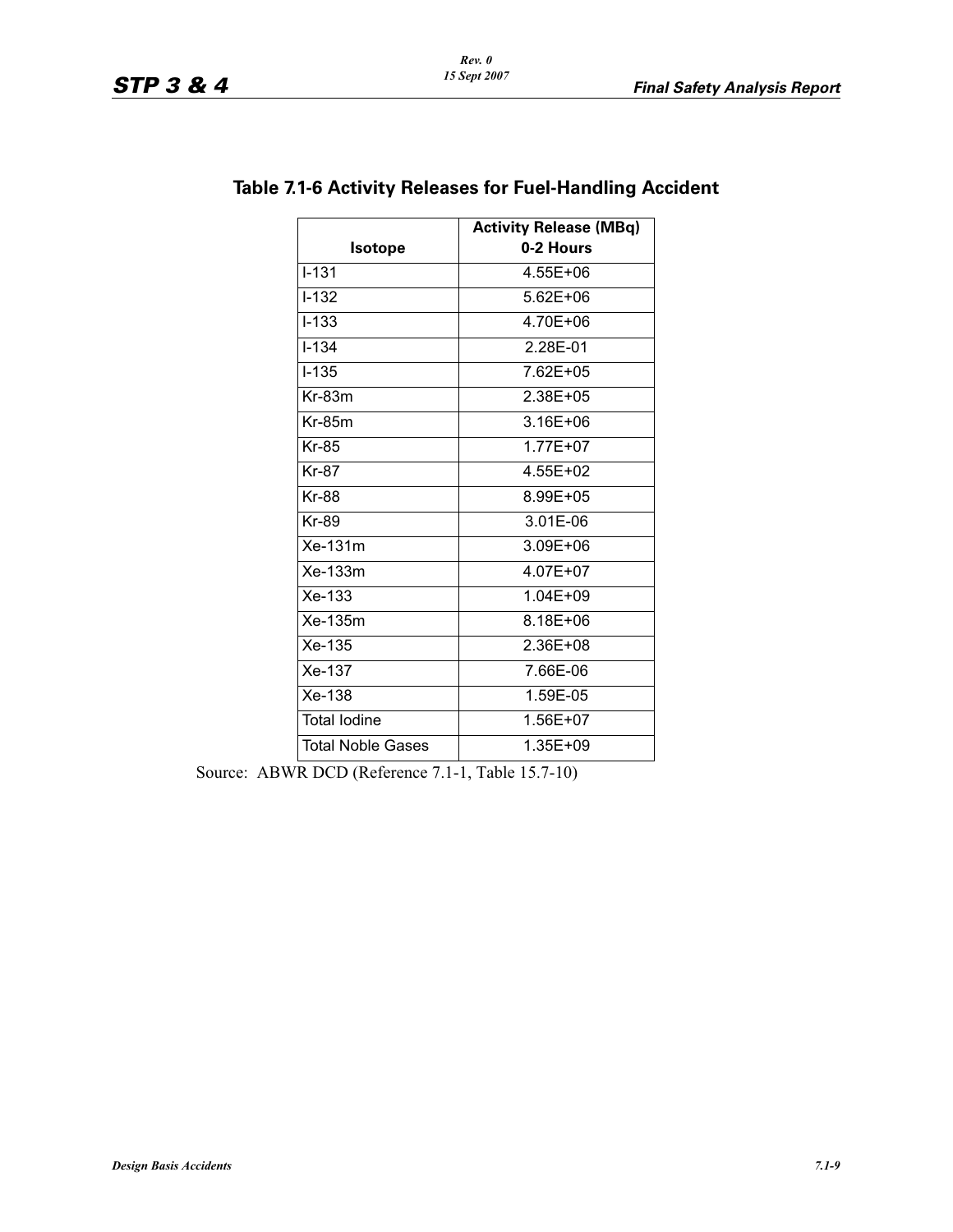## Table 7.1-6 Activity Releases for Fuel-Handling Accident

| Isotope | Activity Release (MBq) 0-2 Hours |
|---|---|
| I-131 | 4.55E+06 |
| I-132 | 5.62E+06 |
| I-133 | 4.70E+06 |
| I-134 | 2.28E-01 |
| I-135 | 7.62E+05 |
| Kr-83m | 2.38E+05 |
| Kr-85m | 3.16E+06 |
| Kr-85 | 1.77E+07 |
| Kr-87 | 4.55E+02 |
| Kr-88 | 8.99E+05 |
| Kr-89 | 3.01E-06 |
| Xe-131m | 3.09E+06 |
| Xe-133m | 4.07E+07 |
| Xe-133 | 1.04E+09 |
| Xe-135m | 8.18E+06 |
| Xe-135 | 2.36E+08 |
| Xe-137 | 7.66E-06 |
| Xe-138 | 1.59E-05 |
| Total Iodine | 1.56E+07 |
| Total Noble Gases | 1.35E+09 |

Source: ABWR DCD (Reference 7.1-1, Table 15.7-10)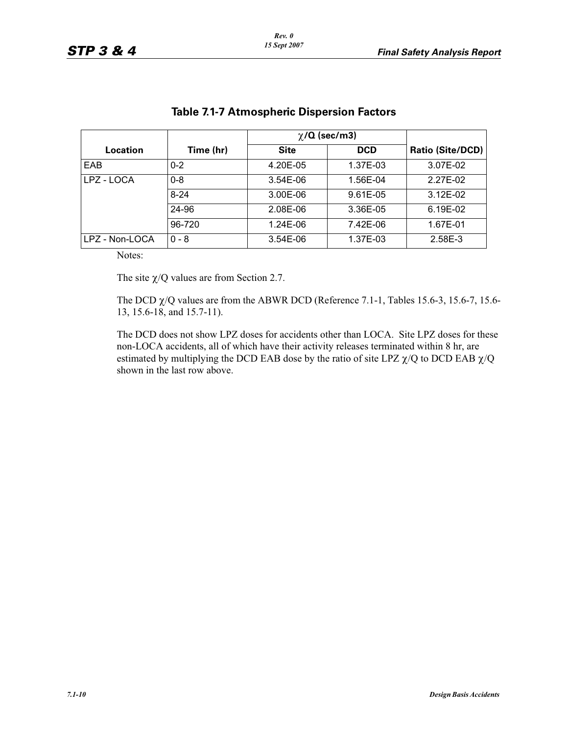## Table 7.1-7 Atmospheric Dispersion Factors

| Location | Time (hr) | $\chi$/Q (sec/m3) | | Ratio (Site/DCD) |
|---|---|---|---|---|
| | | Site | DCD | |
| EAB | 0-2 | 4.20E-05 | 1.37E-03 | 3.07E-02 |
| LPZ - LOCA | 0-8 | 3.54E-06 | 1.56E-04 | 2.27E-02 |
| | 8-24 | 3.00E-06 | 9.61E-05 | 3.12E-02 |
| | 24-96 | 2.08E-06 | 3.36E-05 | 6.19E-02 |
| | 96-720 | 1.24E-06 | 7.42E-06 | 1.67E-01 |
| LPZ - Non-LOCA | 0 - 8 | 3.54E-06 | 1.37E-03 | 2.58E-3 |

Notes:

The site $\chi$/Q values are from Section 2.7.

The DCD $\chi$/Q values are from the ABWR DCD (Reference 7.1-1, Tables 15.6-3, 15.6-7, 15.6-13, 15.6-18, and 15.7-11).

The DCD does not show LPZ doses for accidents other than LOCA. Site LPZ doses for these non-LOCA accidents, all of which have their activity releases terminated within 8 hr, are estimated by multiplying the DCD EAB dose by the ratio of site LPZ $\chi$/Q to DCD EAB $\chi$/Q shown in the last row above.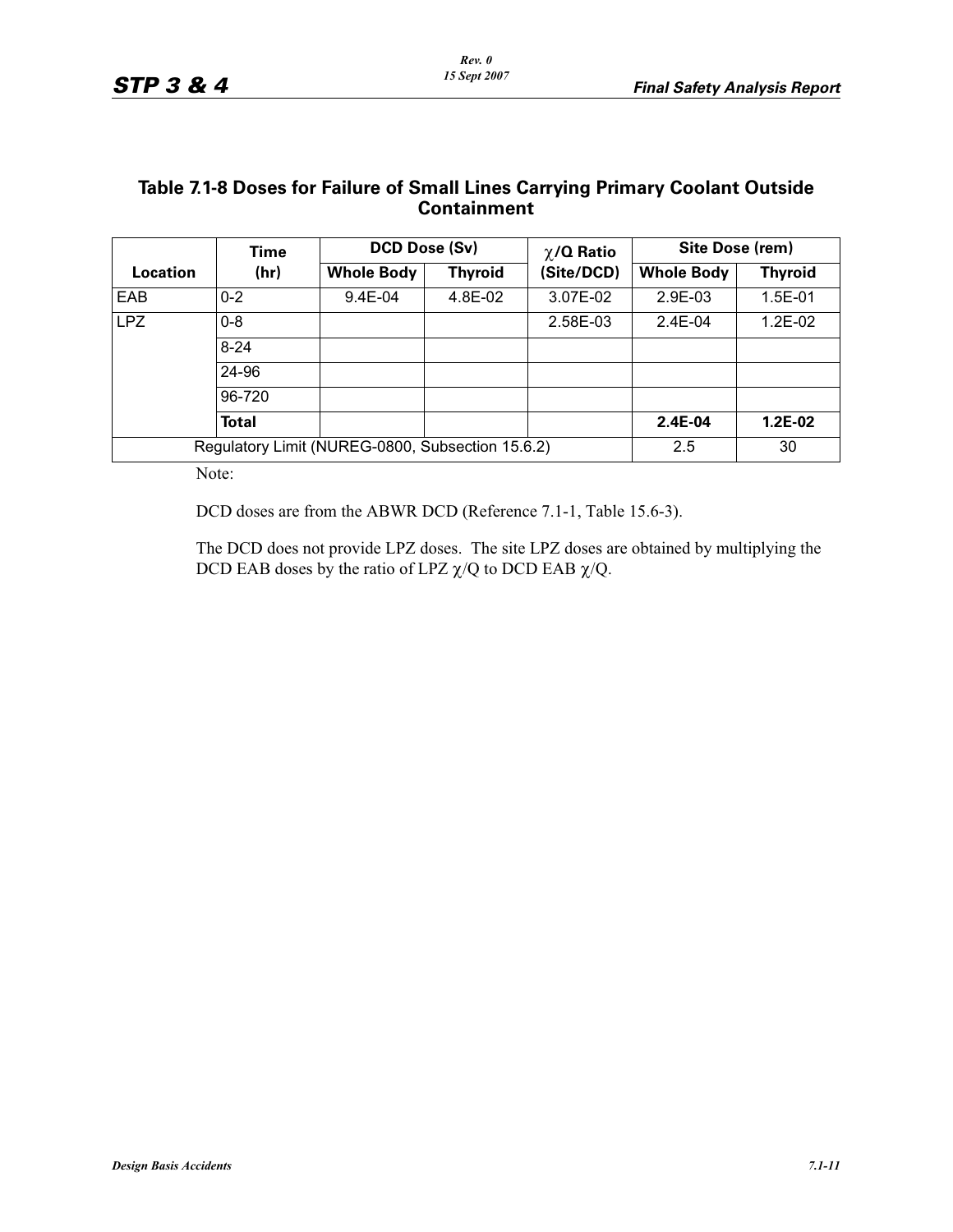## Table 7.1-8 Doses for Failure of Small Lines Carrying Primary Coolant Outside Containment

| Location | Time (hr) | DCD Dose (Sv) | | $\chi$/Q Ratio (Site/DCD) | Site Dose (rem) | |
|---|---|---|---|---|---|---|
| | | Whole Body | Thyroid | | Whole Body | Thyroid |
| EAB | 0-2 | 9.4E-04 | 4.8E-02 | 3.07E-02 | 2.9E-03 | 1.5E-01 |
| LPZ | 0-8 | | | 2.58E-03 | 2.4E-04 | 1.2E-02 |
| | 8-24 | | | | | |
| | 24-96 | | | | | |
| | 96-720 | | | | | |
| | **Total** | | | | **2.4E-04** | **1.2E-02** |
| Regulatory Limit (NUREG-0800, Subsection 15.6.2) | | | | | 2.5 | 30 |

Note:

DCD doses are from the ABWR DCD (Reference 7.1-1, Table 15.6-3).

The DCD does not provide LPZ doses. The site LPZ doses are obtained by multiplying the DCD EAB doses by the ratio of LPZ $\chi$/Q to DCD EAB $\chi$/Q.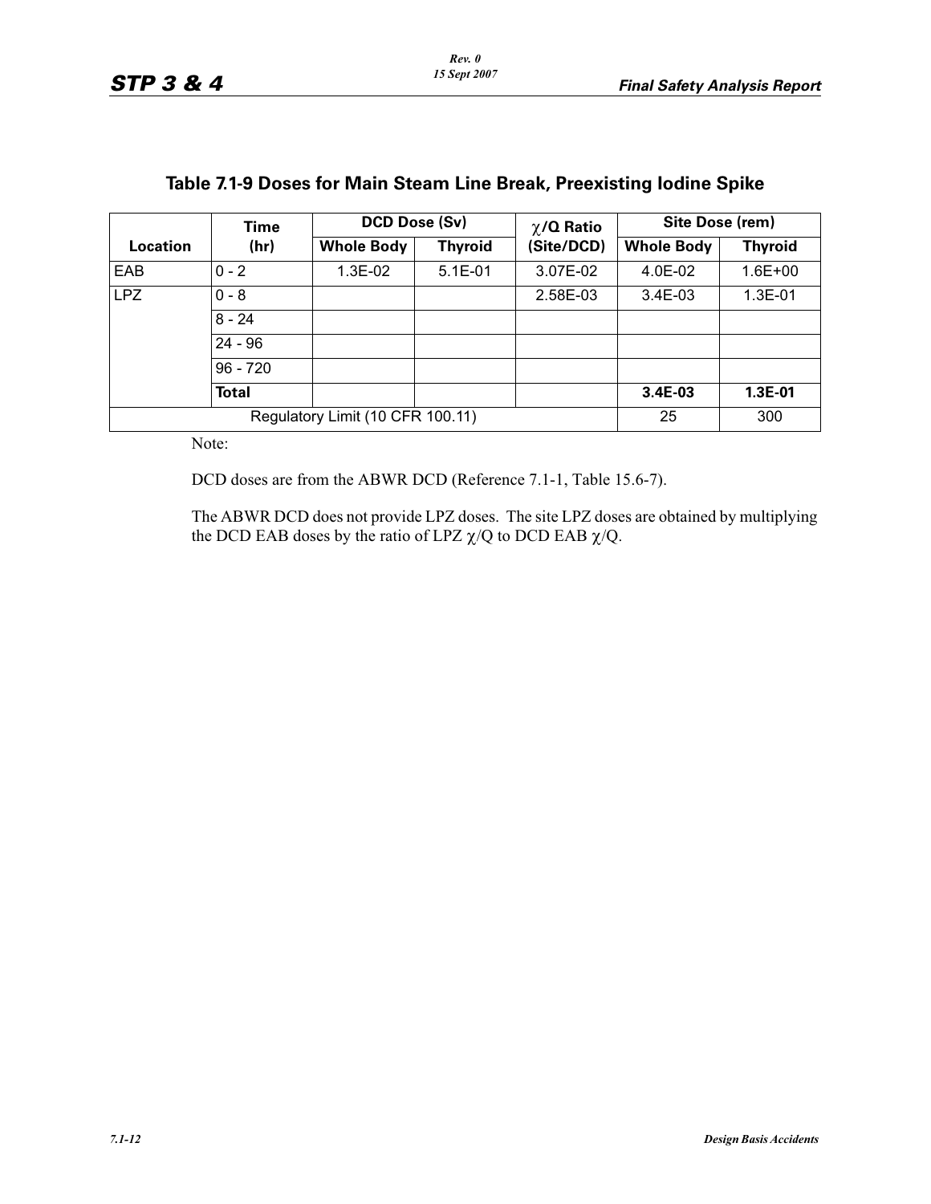## Table 7.1-9 Doses for Main Steam Line Break, Preexisting Iodine Spike

| Location | Time (hr) | DCD Dose (Sv) | | $\chi$/Q Ratio (Site/DCD) | Site Dose (rem) | |
|---|---|---|---|---|---|---|
| | | Whole Body | Thyroid | | Whole Body | Thyroid |
| EAB | 0 - 2 | 1.3E-02 | 5.1E-01 | 3.07E-02 | 4.0E-02 | 1.6E+00 |
| LPZ | 0 - 8 | | | 2.58E-03 | 3.4E-03 | 1.3E-01 |
| | 8 - 24 | | | | | |
| | 24 - 96 | | | | | |
| | 96 - 720 | | | | | |
| | **Total** | | | | **3.4E-03** | **1.3E-01** |
| Regulatory Limit (10 CFR 100.11) | | | | | 25 | 300 |

Note:

DCD doses are from the ABWR DCD (Reference 7.1-1, Table 15.6-7).

The ABWR DCD does not provide LPZ doses. The site LPZ doses are obtained by multiplying the DCD EAB doses by the ratio of LPZ $\chi$/Q to DCD EAB $\chi$/Q.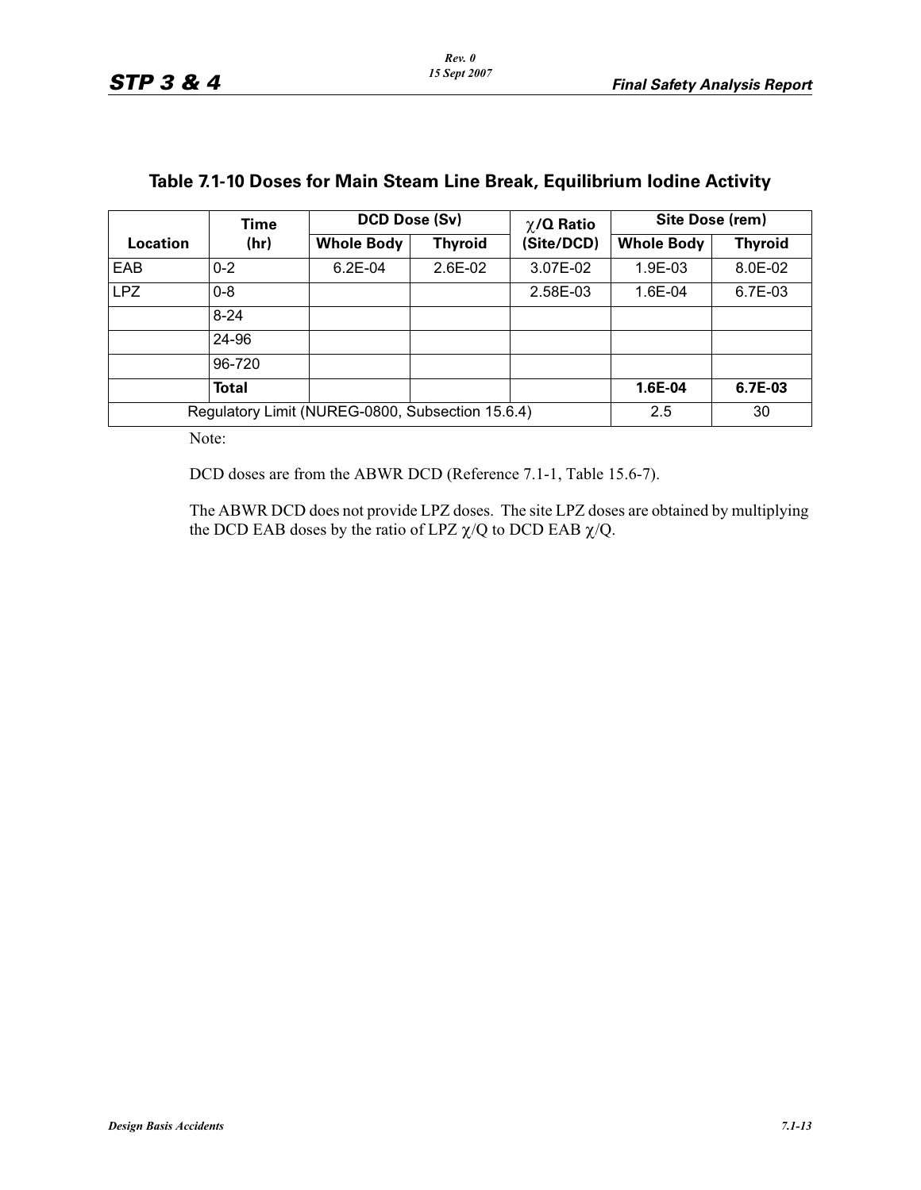## Table 7.1-10 Doses for Main Steam Line Break, Equilibrium Iodine Activity

| Location | Time (hr) | DCD Dose (Sv) | | χ/Q Ratio (Site/DCD) | Site Dose (rem) | |
|---|---|---|---|---|---|---|
| | | Whole Body | Thyroid | | Whole Body | Thyroid |
| EAB | 0-2 | 6.2E-04 | 2.6E-02 | 3.07E-02 | 1.9E-03 | 8.0E-02 |
| LPZ | 0-8 | | | 2.58E-03 | 1.6E-04 | 6.7E-03 |
| | 8-24 | | | | | |
| | 24-96 | | | | | |
| | 96-720 | | | | | |
| | **Total** | | | | **1.6E-04** | **6.7E-03** |
| Regulatory Limit (NUREG-0800, Subsection 15.6.4) | | | | | 2.5 | 30 |

Note:

DCD doses are from the ABWR DCD (Reference 7.1-1, Table 15.6-7).

The ABWR DCD does not provide LPZ doses. The site LPZ doses are obtained by multiplying the DCD EAB doses by the ratio of LPZ χ/Q to DCD EAB χ/Q.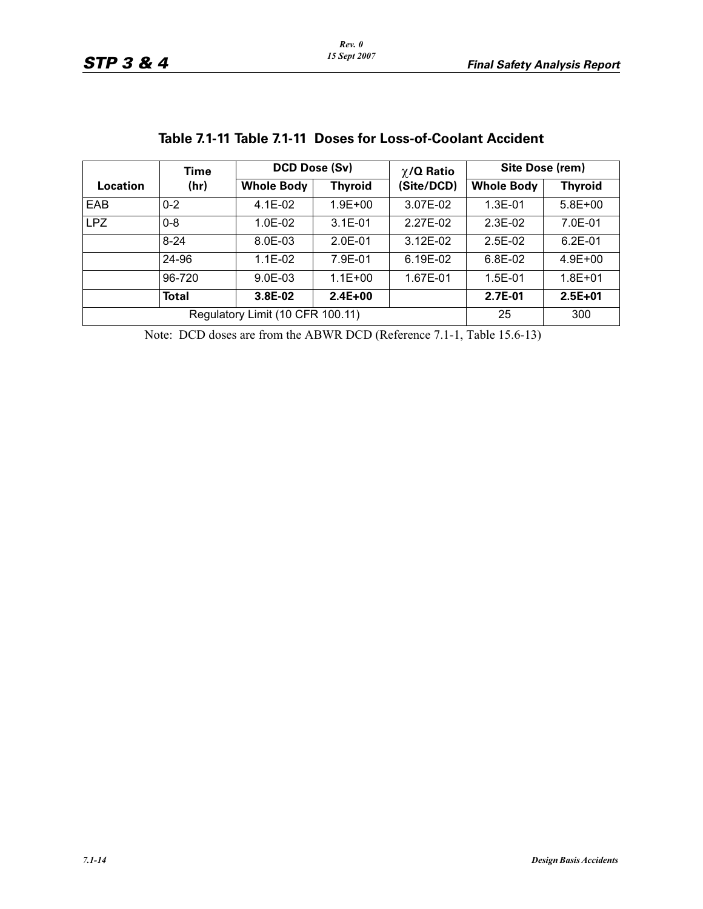## Table 7.1-11 Table 7.1-11 Doses for Loss-of-Coolant Accident

| Location | Time (hr) | DCD Dose (Sv) | | $\chi$/Q Ratio (Site/DCD) | Site Dose (rem) | |
|---|---|---|---|---|---|---|
| | | Whole Body | Thyroid | | Whole Body | Thyroid |
| EAB | 0-2 | 4.1E-02 | 1.9E+00 | 3.07E-02 | 1.3E-01 | 5.8E+00 |
| LPZ | 0-8 | 1.0E-02 | 3.1E-01 | 2.27E-02 | 2.3E-02 | 7.0E-01 |
| | 8-24 | 8.0E-03 | 2.0E-01 | 3.12E-02 | 2.5E-02 | 6.2E-01 |
| | 24-96 | 1.1E-02 | 7.9E-01 | 6.19E-02 | 6.8E-02 | 4.9E+00 |
| | 96-720 | 9.0E-03 | 1.1E+00 | 1.67E-01 | 1.5E-01 | 1.8E+01 |
| | **Total** | **3.8E-02** | **2.4E+00** | | **2.7E-01** | **2.5E+01** |
| Regulatory Limit (10 CFR 100.11) | | | | | 25 | 300 |

Note: DCD doses are from the ABWR DCD (Reference 7.1-1, Table 15.6-13)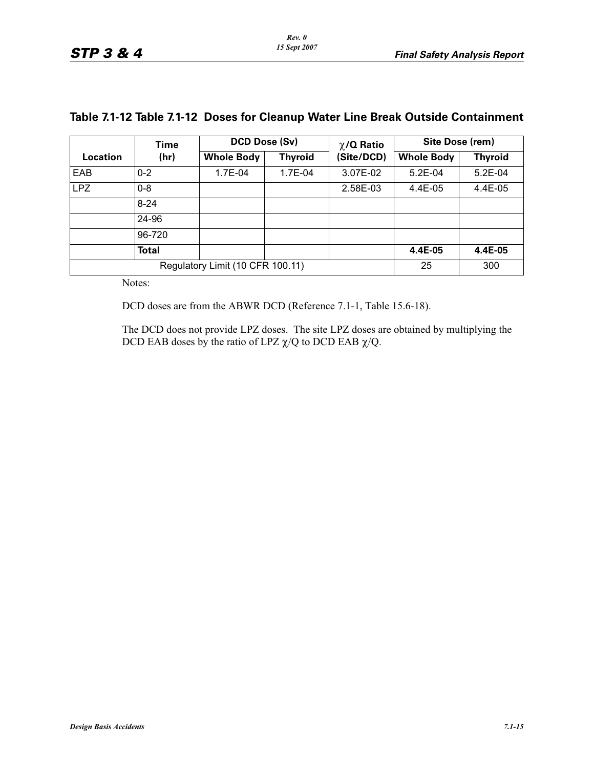## Table 7.1-12 Table 7.1-12 Doses for Cleanup Water Line Break Outside Containment

| Location | Time (hr) | DCD Dose (Sv) | | $\chi$/Q Ratio (Site/DCD) | Site Dose (rem) | |
|---|---|---|---|---|---|---|
| | | Whole Body | Thyroid | | Whole Body | Thyroid |
| EAB | 0-2 | 1.7E-04 | 1.7E-04 | 3.07E-02 | 5.2E-04 | 5.2E-04 |
| LPZ | 0-8 | | | 2.58E-03 | 4.4E-05 | 4.4E-05 |
| | 8-24 | | | | | |
| | 24-96 | | | | | |
| | 96-720 | | | | | |
| | **Total** | | | | **4.4E-05** | **4.4E-05** |
| Regulatory Limit (10 CFR 100.11) | | | | | 25 | 300 |

Notes:

DCD doses are from the ABWR DCD (Reference 7.1-1, Table 15.6-18).

The DCD does not provide LPZ doses. The site LPZ doses are obtained by multiplying the DCD EAB doses by the ratio of LPZ $\chi$/Q to DCD EAB $\chi$/Q.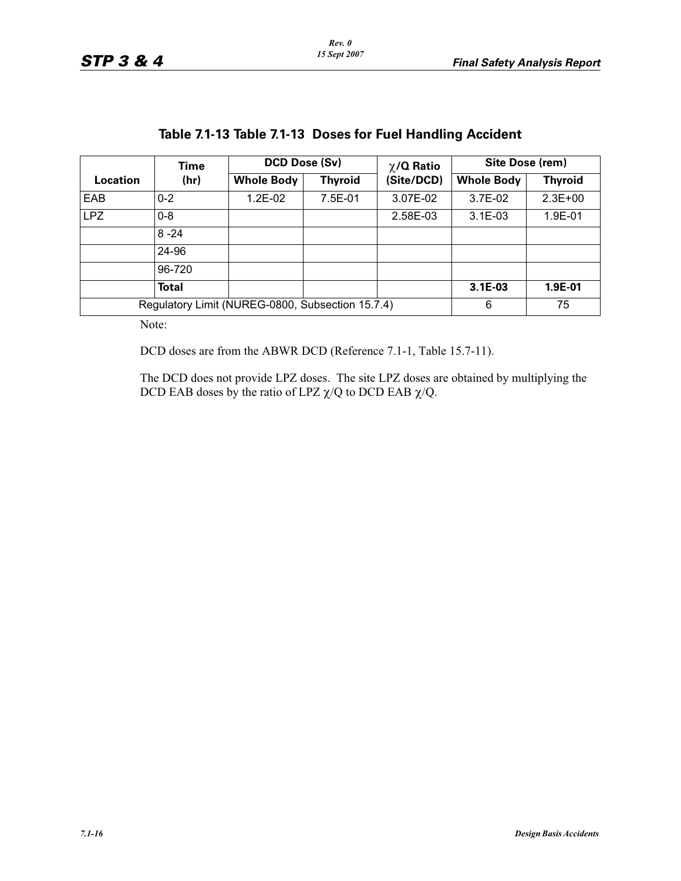## Table 7.1-13 Table 7.1-13 Doses for Fuel Handling Accident

| Location | Time (hr) | DCD Dose (Sv) | | $\chi$/Q Ratio (Site/DCD) | Site Dose (rem) | |
|---|---|---|---|---|---|---|
| | | Whole Body | Thyroid | | Whole Body | Thyroid |
| EAB | 0-2 | 1.2E-02 | 7.5E-01 | 3.07E-02 | 3.7E-02 | 2.3E+00 |
| LPZ | 0-8 | | | 2.58E-03 | 3.1E-03 | 1.9E-01 |
| | 8 -24 | | | | | |
| | 24-96 | | | | | |
| | 96-720 | | | | | |
| | **Total** | | | | **3.1E-03** | **1.9E-01** |
| Regulatory Limit (NUREG-0800, Subsection 15.7.4) | | | | | 6 | 75 |

Note:

DCD doses are from the ABWR DCD (Reference 7.1-1, Table 15.7-11).

The DCD does not provide LPZ doses. The site LPZ doses are obtained by multiplying the DCD EAB doses by the ratio of LPZ $\chi$/Q to DCD EAB $\chi$/Q.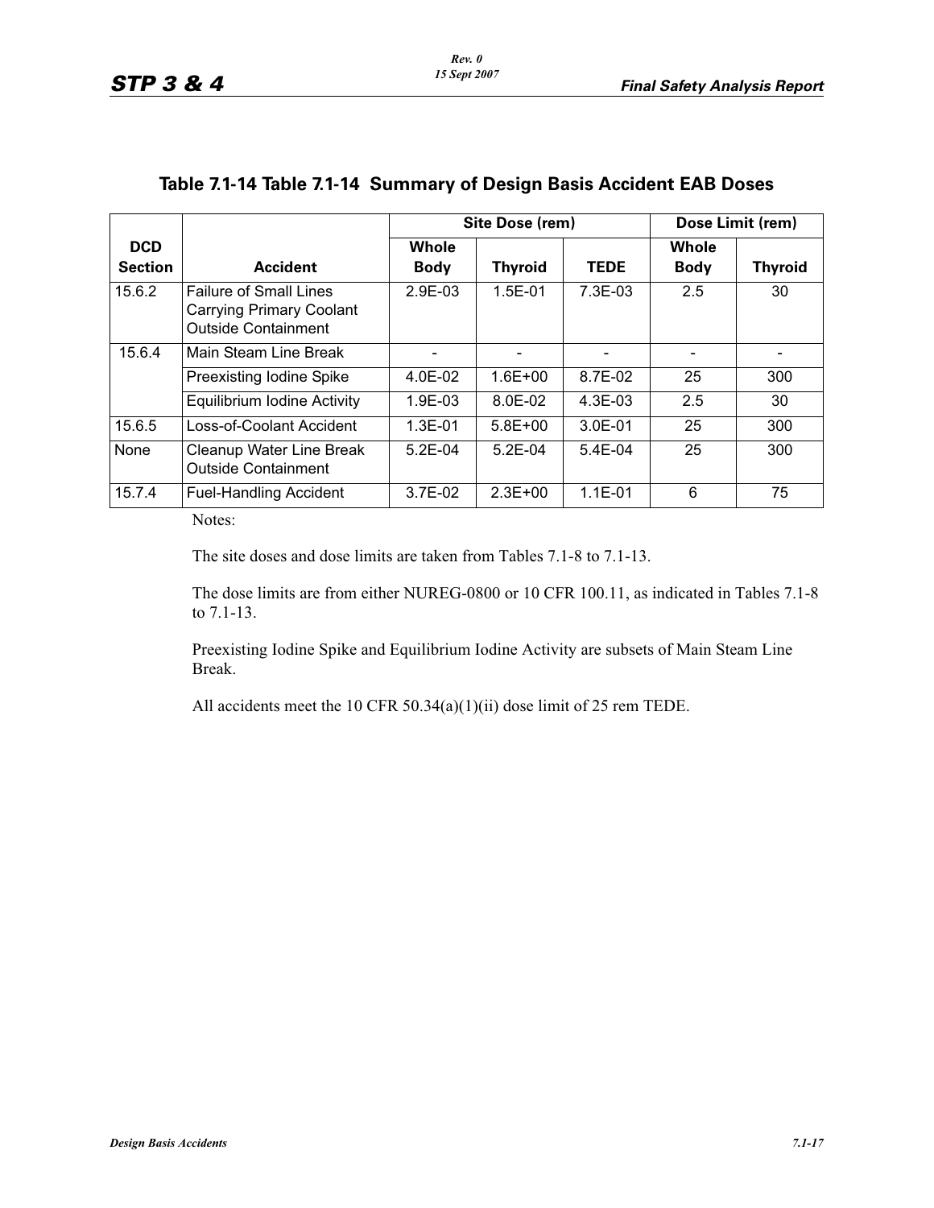## Table 7.1-14 Table 7.1-14 Summary of Design Basis Accident EAB Doses

| DCD Section | Accident | Site Dose (rem) | | | Dose Limit (rem) | |
|---|---|---|---|---|---|---|
| | | Whole Body | Thyroid | TEDE | Whole Body | Thyroid |
| 15.6.2 | Failure of Small Lines Carrying Primary Coolant Outside Containment | 2.9E-03 | 1.5E-01 | 7.3E-03 | 2.5 | 30 |
| 15.6.4 | Main Steam Line Break | - | - | - | - | - |
| | Preexisting Iodine Spike | 4.0E-02 | 1.6E+00 | 8.7E-02 | 25 | 300 |
| | Equilibrium Iodine Activity | 1.9E-03 | 8.0E-02 | 4.3E-03 | 2.5 | 30 |
| 15.6.5 | Loss-of-Coolant Accident | 1.3E-01 | 5.8E+00 | 3.0E-01 | 25 | 300 |
| None | Cleanup Water Line Break Outside Containment | 5.2E-04 | 5.2E-04 | 5.4E-04 | 25 | 300 |
| 15.7.4 | Fuel-Handling Accident | 3.7E-02 | 2.3E+00 | 1.1E-01 | 6 | 75 |

Notes:

The site doses and dose limits are taken from Tables 7.1-8 to 7.1-13.

The dose limits are from either NUREG-0800 or 10 CFR 100.11, as indicated in Tables 7.1-8 to 7.1-13.

Preexisting Iodine Spike and Equilibrium Iodine Activity are subsets of Main Steam Line Break.

All accidents meet the 10 CFR 50.34(a)(1)(ii) dose limit of 25 rem TEDE.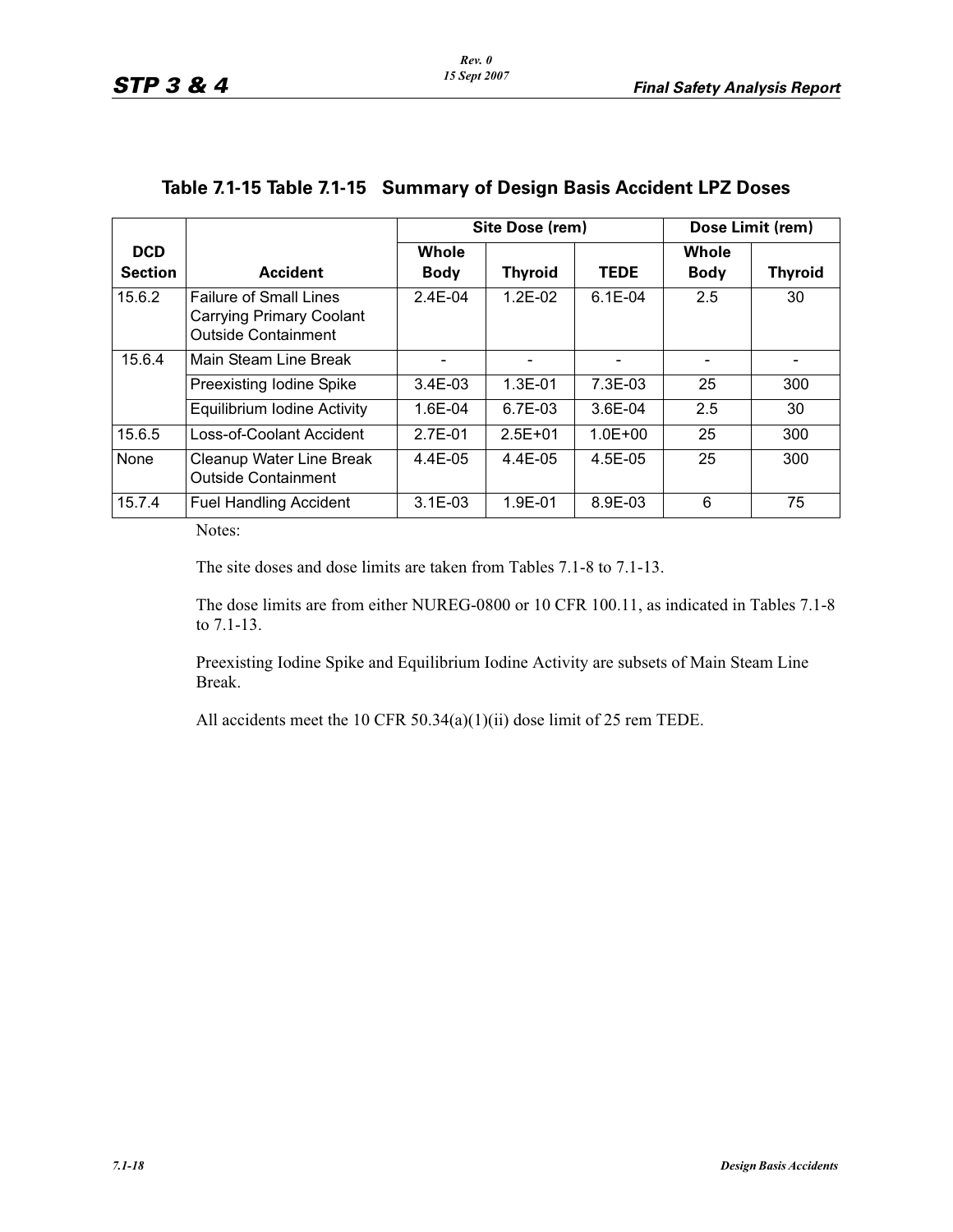## Table 7.1-15 Table 7.1-15 Summary of Design Basis Accident LPZ Doses

| DCD Section | Accident | Site Dose (rem) | | | Dose Limit (rem) | |
|---|---|---|---|---|---|---|
| | | Whole Body | Thyroid | TEDE | Whole Body | Thyroid |
| 15.6.2 | Failure of Small Lines Carrying Primary Coolant Outside Containment | 2.4E-04 | 1.2E-02 | 6.1E-04 | 2.5 | 30 |
| 15.6.4 | Main Steam Line Break | - | - | - | - | - |
| | Preexisting Iodine Spike | 3.4E-03 | 1.3E-01 | 7.3E-03 | 25 | 300 |
| | Equilibrium Iodine Activity | 1.6E-04 | 6.7E-03 | 3.6E-04 | 2.5 | 30 |
| 15.6.5 | Loss-of-Coolant Accident | 2.7E-01 | 2.5E+01 | 1.0E+00 | 25 | 300 |
| None | Cleanup Water Line Break Outside Containment | 4.4E-05 | 4.4E-05 | 4.5E-05 | 25 | 300 |
| 15.7.4 | Fuel Handling Accident | 3.1E-03 | 1.9E-01 | 8.9E-03 | 6 | 75 |

Notes:

The site doses and dose limits are taken from Tables 7.1-8 to 7.1-13.

The dose limits are from either NUREG-0800 or 10 CFR 100.11, as indicated in Tables 7.1-8 to 7.1-13.

Preexisting Iodine Spike and Equilibrium Iodine Activity are subsets of Main Steam Line Break.

All accidents meet the 10 CFR 50.34(a)(1)(ii) dose limit of 25 rem TEDE.